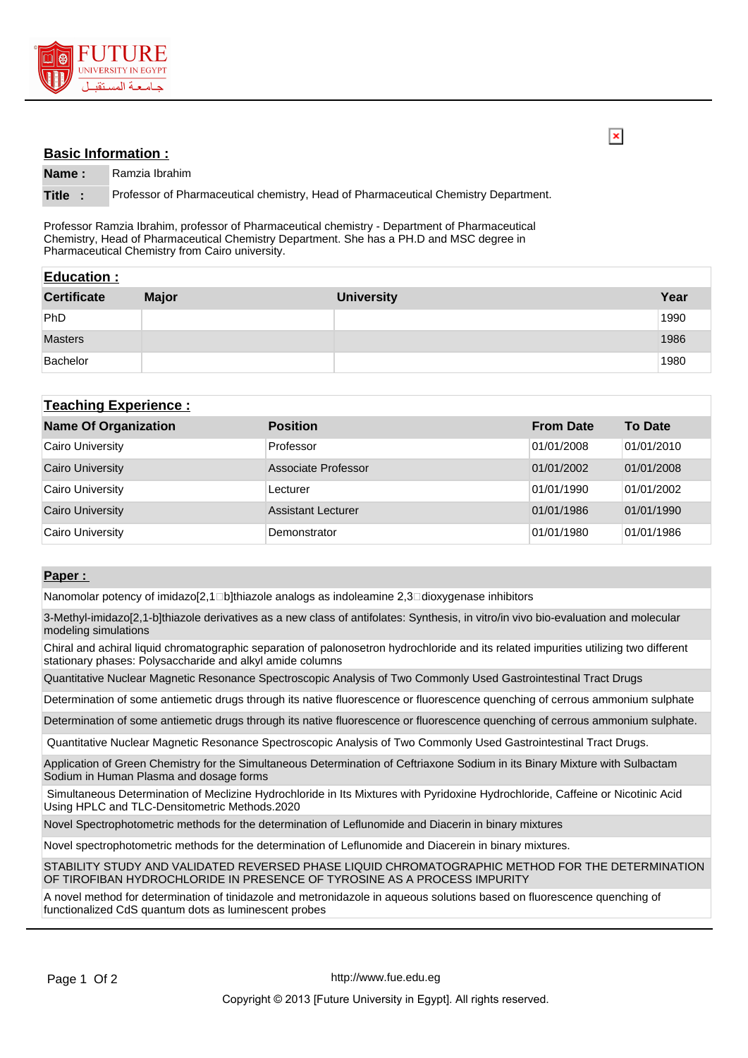## Basic Information :

| **Name :** | Ramzia Ibrahim |
|---|---|
| **Title :** | Professor of Pharmaceutical chemistry, Head of Pharmaceutical Chemistry Department. |

Professor Ramzia Ibrahim, professor of Pharmaceutical chemistry - Department of Pharmaceutical Chemistry, Head of Pharmaceutical Chemistry Department. She has a PH.D and MSC degree in Pharmaceutical Chemistry from Cairo university.

## Education :

| Certificate | Major | University | Year |
|---|---|---|---|
| PhD | | | 1990 |
| Masters | | | 1986 |
| Bachelor | | | 1980 |

## Teaching Experience :

| Name Of Organization | Position | From Date | To Date |
|---|---|---|---|
| Cairo University | Professor | 01/01/2008 | 01/01/2010 |
| Cairo University | Associate Professor | 01/01/2002 | 01/01/2008 |
| Cairo University | Lecturer | 01/01/1990 | 01/01/2002 |
| Cairo University | Assistant Lecturer | 01/01/1986 | 01/01/1990 |
| Cairo University | Demonstrator | 01/01/1980 | 01/01/1986 |

## Paper :

- Nanomolar potency of imidazo[2,1□b]thiazole analogs as indoleamine 2,3□dioxygenase inhibitors
- 3-Methyl-imidazo[2,1-b]thiazole derivatives as a new class of antifolates: Synthesis, in vitro/in vivo bio-evaluation and molecular modeling simulations
- Chiral and achiral liquid chromatographic separation of palonosetron hydrochloride and its related impurities utilizing two different stationary phases: Polysaccharide and alkyl amide columns
- Quantitative Nuclear Magnetic Resonance Spectroscopic Analysis of Two Commonly Used Gastrointestinal Tract Drugs
- Determination of some antiemetic drugs through its native fluorescence or fluorescence quenching of cerrous ammonium sulphate
- Determination of some antiemetic drugs through its native fluorescence or fluorescence quenching of cerrous ammonium sulphate.
- Quantitative Nuclear Magnetic Resonance Spectroscopic Analysis of Two Commonly Used Gastrointestinal Tract Drugs.
- Application of Green Chemistry for the Simultaneous Determination of Ceftriaxone Sodium in its Binary Mixture with Sulbactam Sodium in Human Plasma and dosage forms
- Simultaneous Determination of Meclizine Hydrochloride in Its Mixtures with Pyridoxine Hydrochloride, Caffeine or Nicotinic Acid Using HPLC and TLC-Densitometric Methods.2020
- Novel Spectrophotometric methods for the determination of Leflunomide and Diacerin in binary mixtures
- Novel spectrophotometric methods for the determination of Leflunomide and Diacerein in binary mixtures.
- STABILITY STUDY AND VALIDATED REVERSED PHASE LIQUID CHROMATOGRAPHIC METHOD FOR THE DETERMINATION OF TIROFIBAN HYDROCHLORIDE IN PRESENCE OF TYROSINE AS A PROCESS IMPURITY
- A novel method for determination of tinidazole and metronidazole in aqueous solutions based on fluorescence quenching of functionalized CdS quantum dots as luminescent probes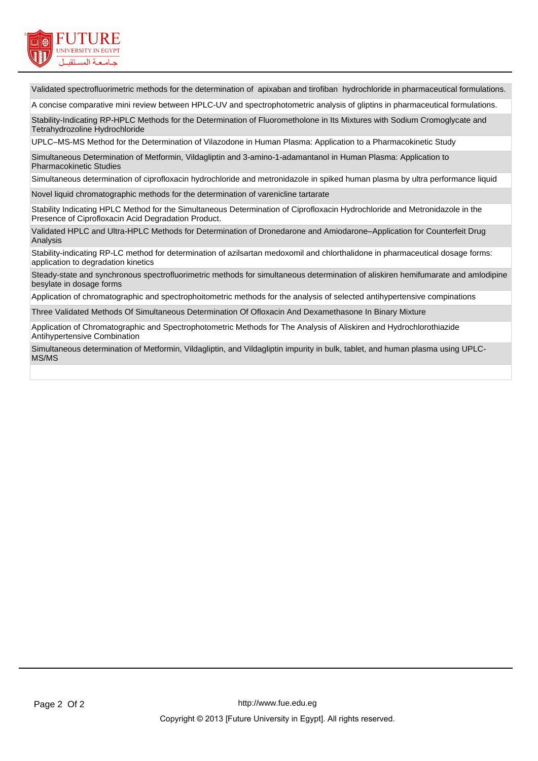| |
|---|
| Validated spectrofluorimetric methods for the determination of apixaban and tirofiban hydrochloride in pharmaceutical formulations. |
| A concise comparative mini review between HPLC-UV and spectrophotometric analysis of gliptins in pharmaceutical formulations. |
| Stability-Indicating RP-HPLC Methods for the Determination of Fluorometholone in Its Mixtures with Sodium Cromoglycate and Tetrahydrozoline Hydrochloride |
| UPLC–MS-MS Method for the Determination of Vilazodone in Human Plasma: Application to a Pharmacokinetic Study |
| Simultaneous Determination of Metformin, Vildagliptin and 3-amino-1-adamantanol in Human Plasma: Application to Pharmacokinetic Studies |
| Simultaneous determination of ciprofloxacin hydrochloride and metronidazole in spiked human plasma by ultra performance liquid |
| Novel liquid chromatographic methods for the determination of varenicline tartarate |
| Stability Indicating HPLC Method for the Simultaneous Determination of Ciprofloxacin Hydrochloride and Metronidazole in the Presence of Ciprofloxacin Acid Degradation Product. |
| Validated HPLC and Ultra-HPLC Methods for Determination of Dronedarone and Amiodarone–Application for Counterfeit Drug Analysis |
| Stability-indicating RP-LC method for determination of azilsartan medoxomil and chlorthalidone in pharmaceutical dosage forms: application to degradation kinetics |
| Steady-state and synchronous spectrofluorimetric methods for simultaneous determination of aliskiren hemifumarate and amlodipine besylate in dosage forms |
| Application of chromatographic and spectrophoitometric methods for the analysis of selected antihypertensive compinations |
| Three Validated Methods Of Simultaneous Determination Of Ofloxacin And Dexamethasone In Binary Mixture |
| Application of Chromatographic and Spectrophotometric Methods for The Analysis of Aliskiren and Hydrochlorothiazide Antihypertensive Combination |
| Simultaneous determination of Metformin, Vildagliptin, and Vildagliptin impurity in bulk, tablet, and human plasma using UPLC-MS/MS |
| |

http://www.fue.edu.eg

Copyright © 2013 [Future University in Egypt]. All rights reserved.